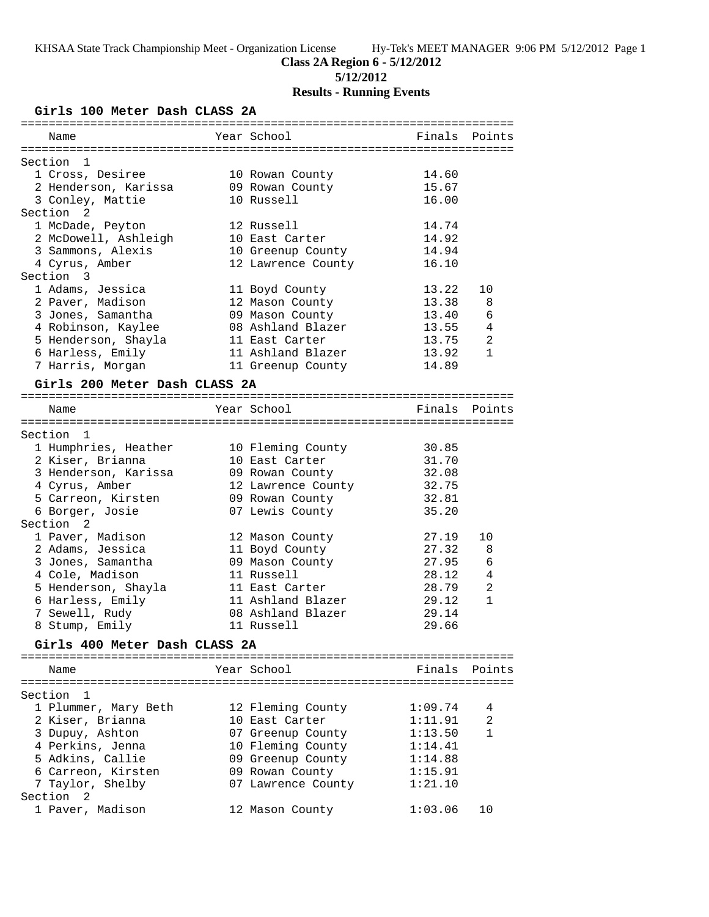# Class 2A Region 6 - 5/12/2012

**5/12/2012**

## Results - Running Events

### Girls 100 Meter Dash CLASS 2A

| Name | Year | School | Finals | Points |
|---|---|---|---|---|
| **Section 1** | | | | |
| 1 Cross, Desiree | 10 | Rowan County | 14.60 | |
| 2 Henderson, Karissa | 09 | Rowan County | 15.67 | |
| 3 Conley, Mattie | 10 | Russell | 16.00 | |
| **Section 2** | | | | |
| 1 McDade, Peyton | 12 | Russell | 14.74 | |
| 2 McDowell, Ashleigh | 10 | East Carter | 14.92 | |
| 3 Sammons, Alexis | 10 | Greenup County | 14.94 | |
| 4 Cyrus, Amber | 12 | Lawrence County | 16.10 | |
| **Section 3** | | | | |
| 1 Adams, Jessica | 11 | Boyd County | 13.22 | 10 |
| 2 Paver, Madison | 12 | Mason County | 13.38 | 8 |
| 3 Jones, Samantha | 09 | Mason County | 13.40 | 6 |
| 4 Robinson, Kaylee | 08 | Ashland Blazer | 13.55 | 4 |
| 5 Henderson, Shayla | 11 | East Carter | 13.75 | 2 |
| 6 Harless, Emily | 11 | Ashland Blazer | 13.92 | 1 |
| 7 Harris, Morgan | 11 | Greenup County | 14.89 | |

### Girls 200 Meter Dash CLASS 2A

| Name | Year | School | Finals | Points |
|---|---|---|---|---|
| **Section 1** | | | | |
| 1 Humphries, Heather | 10 | Fleming County | 30.85 | |
| 2 Kiser, Brianna | 10 | East Carter | 31.70 | |
| 3 Henderson, Karissa | 09 | Rowan County | 32.08 | |
| 4 Cyrus, Amber | 12 | Lawrence County | 32.75 | |
| 5 Carreon, Kirsten | 09 | Rowan County | 32.81 | |
| 6 Borger, Josie | 07 | Lewis County | 35.20 | |
| **Section 2** | | | | |
| 1 Paver, Madison | 12 | Mason County | 27.19 | 10 |
| 2 Adams, Jessica | 11 | Boyd County | 27.32 | 8 |
| 3 Jones, Samantha | 09 | Mason County | 27.95 | 6 |
| 4 Cole, Madison | 11 | Russell | 28.12 | 4 |
| 5 Henderson, Shayla | 11 | East Carter | 28.79 | 2 |
| 6 Harless, Emily | 11 | Ashland Blazer | 29.12 | 1 |
| 7 Sewell, Rudy | 08 | Ashland Blazer | 29.14 | |
| 8 Stump, Emily | 11 | Russell | 29.66 | |

### Girls 400 Meter Dash CLASS 2A

| Name | Year | School | Finals | Points |
|---|---|---|---|---|
| **Section 1** | | | | |
| 1 Plummer, Mary Beth | 12 | Fleming County | 1:09.74 | 4 |
| 2 Kiser, Brianna | 10 | East Carter | 1:11.91 | 2 |
| 3 Dupuy, Ashton | 07 | Greenup County | 1:13.50 | 1 |
| 4 Perkins, Jenna | 10 | Fleming County | 1:14.41 | |
| 5 Adkins, Callie | 09 | Greenup County | 1:14.88 | |
| 6 Carreon, Kirsten | 09 | Rowan County | 1:15.91 | |
| 7 Taylor, Shelby | 07 | Lawrence County | 1:21.10 | |
| **Section 2** | | | | |
| 1 Paver, Madison | 12 | Mason County | 1:03.06 | 10 |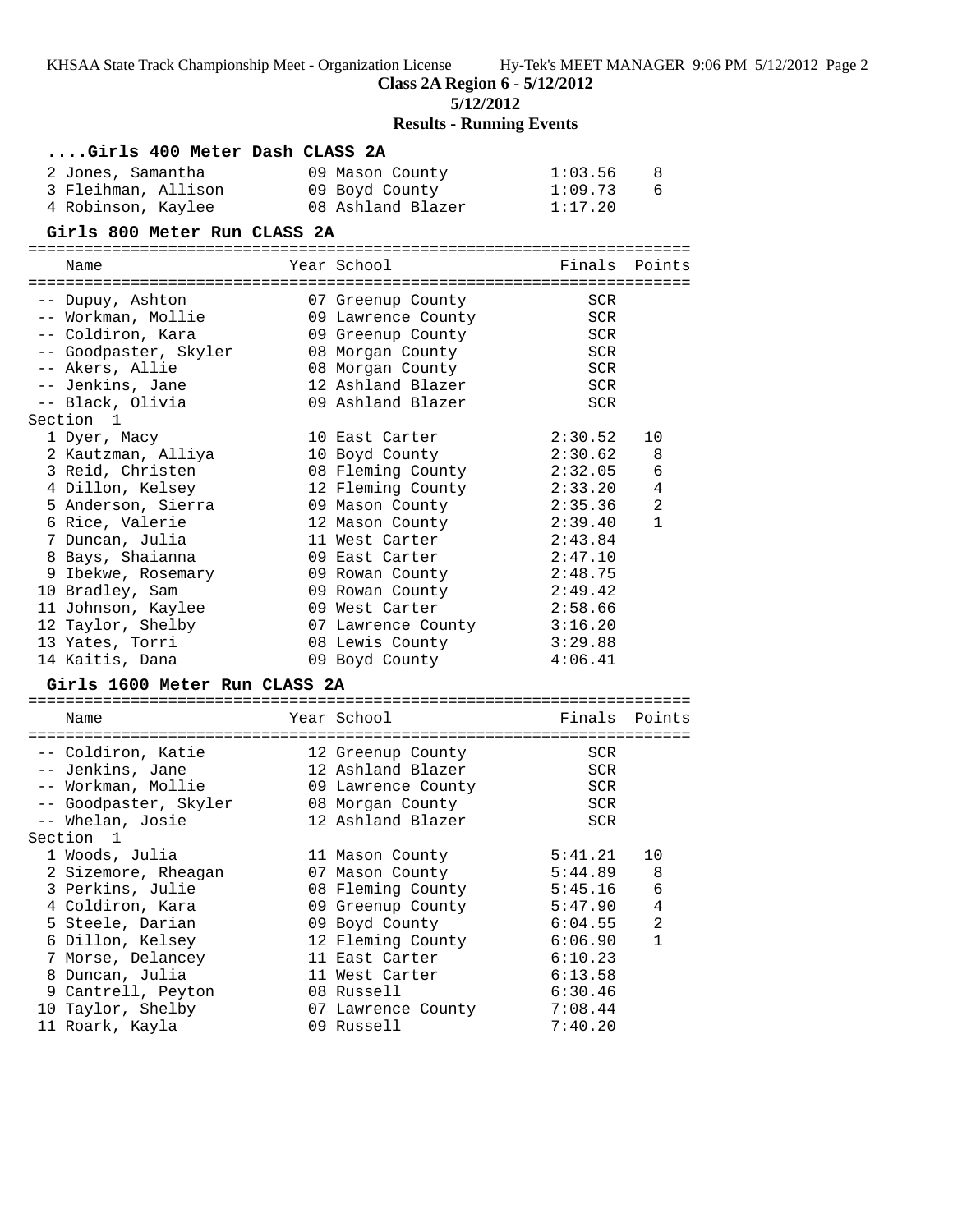## Class 2A Region 6 - 5/12/2012

**5/12/2012**

### Results - Running Events

#### ....Girls 400 Meter Dash CLASS 2A

| Name | Year | School | Finals | Points |
|---|---|---|---|---|
| 2 Jones, Samantha | 09 | Mason County | 1:03.56 | 8 |
| 3 Fleihman, Allison | 09 | Boyd County | 1:09.73 | 6 |
| 4 Robinson, Kaylee | 08 | Ashland Blazer | 1:17.20 | |

#### Girls 800 Meter Run CLASS 2A

| Name | Year | School | Finals | Points |
|---|---|---|---|---|
| -- Dupuy, Ashton | 07 | Greenup County | SCR | |
| -- Workman, Mollie | 09 | Lawrence County | SCR | |
| -- Coldiron, Kara | 09 | Greenup County | SCR | |
| -- Goodpaster, Skyler | 08 | Morgan County | SCR | |
| -- Akers, Allie | 08 | Morgan County | SCR | |
| -- Jenkins, Jane | 12 | Ashland Blazer | SCR | |
| -- Black, Olivia | 09 | Ashland Blazer | SCR | |
| **Section 1** | | | | |
| 1 Dyer, Macy | 10 | East Carter | 2:30.52 | 10 |
| 2 Kautzman, Alliya | 10 | Boyd County | 2:30.62 | 8 |
| 3 Reid, Christen | 08 | Fleming County | 2:32.05 | 6 |
| 4 Dillon, Kelsey | 12 | Fleming County | 2:33.20 | 4 |
| 5 Anderson, Sierra | 09 | Mason County | 2:35.36 | 2 |
| 6 Rice, Valerie | 12 | Mason County | 2:39.40 | 1 |
| 7 Duncan, Julia | 11 | West Carter | 2:43.84 | |
| 8 Bays, Shaianna | 09 | East Carter | 2:47.10 | |
| 9 Ibekwe, Rosemary | 09 | Rowan County | 2:48.75 | |
| 10 Bradley, Sam | 09 | Rowan County | 2:49.42 | |
| 11 Johnson, Kaylee | 09 | West Carter | 2:58.66 | |
| 12 Taylor, Shelby | 07 | Lawrence County | 3:16.20 | |
| 13 Yates, Torri | 08 | Lewis County | 3:29.88 | |
| 14 Kaitis, Dana | 09 | Boyd County | 4:06.41 | |

#### Girls 1600 Meter Run CLASS 2A

| Name | Year | School | Finals | Points |
|---|---|---|---|---|
| -- Coldiron, Katie | 12 | Greenup County | SCR | |
| -- Jenkins, Jane | 12 | Ashland Blazer | SCR | |
| -- Workman, Mollie | 09 | Lawrence County | SCR | |
| -- Goodpaster, Skyler | 08 | Morgan County | SCR | |
| -- Whelan, Josie | 12 | Ashland Blazer | SCR | |
| **Section 1** | | | | |
| 1 Woods, Julia | 11 | Mason County | 5:41.21 | 10 |
| 2 Sizemore, Rheagan | 07 | Mason County | 5:44.89 | 8 |
| 3 Perkins, Julie | 08 | Fleming County | 5:45.16 | 6 |
| 4 Coldiron, Kara | 09 | Greenup County | 5:47.90 | 4 |
| 5 Steele, Darian | 09 | Boyd County | 6:04.55 | 2 |
| 6 Dillon, Kelsey | 12 | Fleming County | 6:06.90 | 1 |
| 7 Morse, Delancey | 11 | East Carter | 6:10.23 | |
| 8 Duncan, Julia | 11 | West Carter | 6:13.58 | |
| 9 Cantrell, Peyton | 08 | Russell | 6:30.46 | |
| 10 Taylor, Shelby | 07 | Lawrence County | 7:08.44 | |
| 11 Roark, Kayla | 09 | Russell | 7:40.20 | |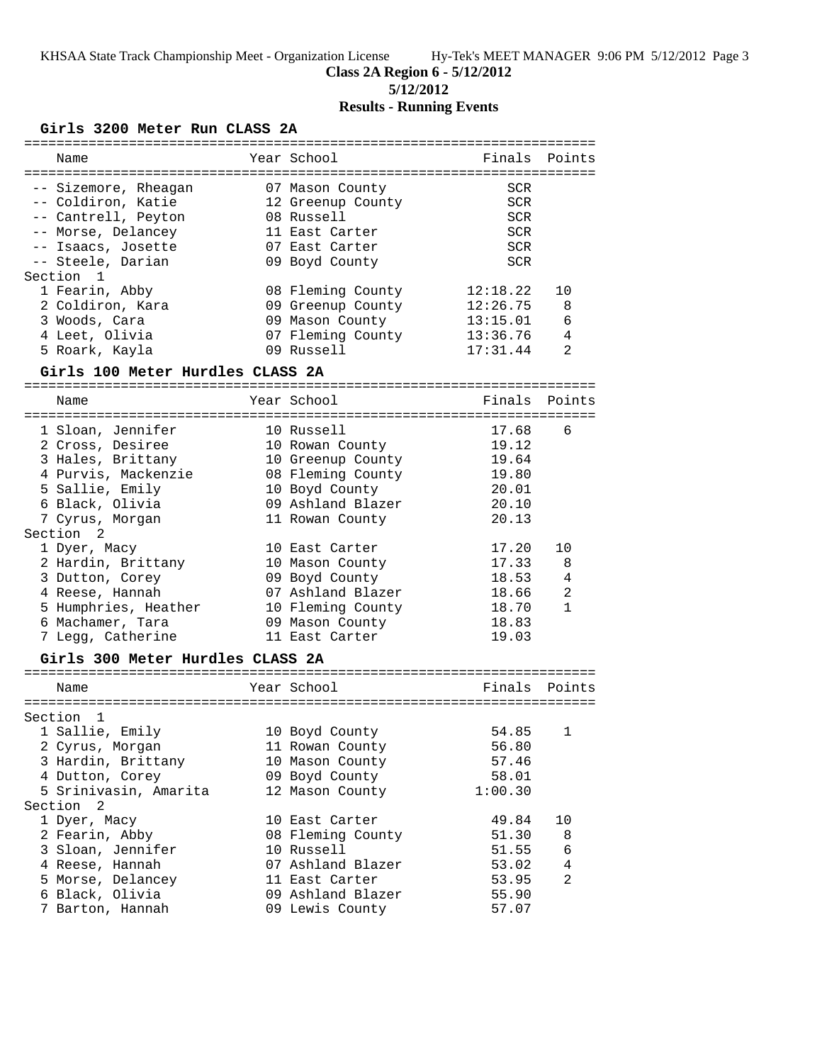KHSAA State Track Championship Meet - Organization License    Hy-Tek's MEET MANAGER 9:06 PM 5/12/2012 Page 3

**Class 2A Region 6 - 5/12/2012**

**5/12/2012**

**Results - Running Events**

### Girls 3200 Meter Run CLASS 2A

| | Name | Year | School | Finals | Points |
|---|---|---|---|---|---|
| -- | Sizemore, Rheagan | 07 | Mason County | SCR | |
| -- | Coldiron, Katie | 12 | Greenup County | SCR | |
| -- | Cantrell, Peyton | 08 | Russell | SCR | |
| -- | Morse, Delancey | 11 | East Carter | SCR | |
| -- | Isaacs, Josette | 07 | East Carter | SCR | |
| -- | Steele, Darian | 09 | Boyd County | SCR | |
| Section 1 | | | | | |
| 1 | Fearin, Abby | 08 | Fleming County | 12:18.22 | 10 |
| 2 | Coldiron, Kara | 09 | Greenup County | 12:26.75 | 8 |
| 3 | Woods, Cara | 09 | Mason County | 13:15.01 | 6 |
| 4 | Leet, Olivia | 07 | Fleming County | 13:36.76 | 4 |
| 5 | Roark, Kayla | 09 | Russell | 17:31.44 | 2 |

### Girls 100 Meter Hurdles CLASS 2A

| | Name | Year | School | Finals | Points |
|---|---|---|---|---|---|
| 1 | Sloan, Jennifer | 10 | Russell | 17.68 | 6 |
| 2 | Cross, Desiree | 10 | Rowan County | 19.12 | |
| 3 | Hales, Brittany | 10 | Greenup County | 19.64 | |
| 4 | Purvis, Mackenzie | 08 | Fleming County | 19.80 | |
| 5 | Sallie, Emily | 10 | Boyd County | 20.01 | |
| 6 | Black, Olivia | 09 | Ashland Blazer | 20.10 | |
| 7 | Cyrus, Morgan | 11 | Rowan County | 20.13 | |
| Section 2 | | | | | |
| 1 | Dyer, Macy | 10 | East Carter | 17.20 | 10 |
| 2 | Hardin, Brittany | 10 | Mason County | 17.33 | 8 |
| 3 | Dutton, Corey | 09 | Boyd County | 18.53 | 4 |
| 4 | Reese, Hannah | 07 | Ashland Blazer | 18.66 | 2 |
| 5 | Humphries, Heather | 10 | Fleming County | 18.70 | 1 |
| 6 | Machamer, Tara | 09 | Mason County | 18.83 | |
| 7 | Legg, Catherine | 11 | East Carter | 19.03 | |

### Girls 300 Meter Hurdles CLASS 2A

| | Name | Year | School | Finals | Points |
|---|---|---|---|---|---|
| Section 1 | | | | | |
| 1 | Sallie, Emily | 10 | Boyd County | 54.85 | 1 |
| 2 | Cyrus, Morgan | 11 | Rowan County | 56.80 | |
| 3 | Hardin, Brittany | 10 | Mason County | 57.46 | |
| 4 | Dutton, Corey | 09 | Boyd County | 58.01 | |
| 5 | Srinivasin, Amarita | 12 | Mason County | 1:00.30 | |
| Section 2 | | | | | |
| 1 | Dyer, Macy | 10 | East Carter | 49.84 | 10 |
| 2 | Fearin, Abby | 08 | Fleming County | 51.30 | 8 |
| 3 | Sloan, Jennifer | 10 | Russell | 51.55 | 6 |
| 4 | Reese, Hannah | 07 | Ashland Blazer | 53.02 | 4 |
| 5 | Morse, Delancey | 11 | East Carter | 53.95 | 2 |
| 6 | Black, Olivia | 09 | Ashland Blazer | 55.90 | |
| 7 | Barton, Hannah | 09 | Lewis County | 57.07 | |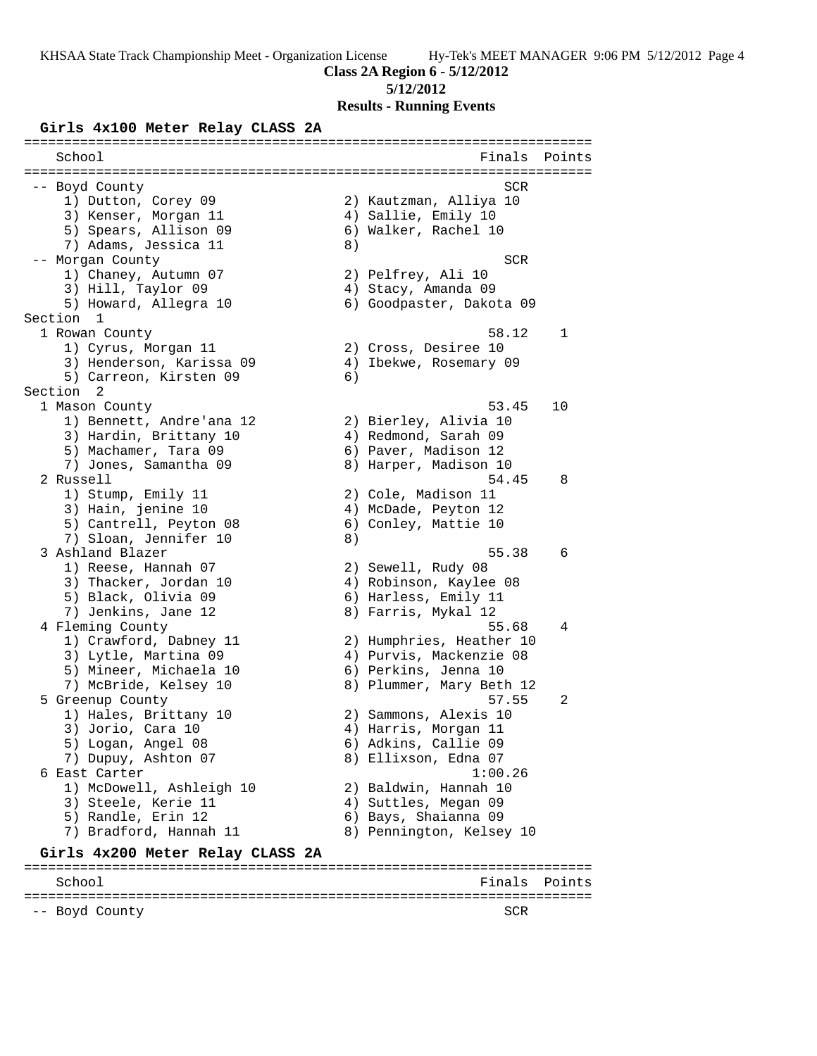**Class 2A Region 6 - 5/12/2012**

**5/12/2012**

**Results - Running Events**

### Girls 4x100 Meter Relay CLASS 2A

```
=======================================================================
    School                                               Finals  Points
=======================================================================
 -- Boyd County                                             SCR
     1) Dutton, Corey 09               2) Kautzman, Alliya 10
     3) Kenser, Morgan 11              4) Sallie, Emily 10
     5) Spears, Allison 09             6) Walker, Rachel 10
     7) Adams, Jessica 11              8)
 -- Morgan County                                           SCR
     1) Chaney, Autumn 07              2) Pelfrey, Ali 10
     3) Hill, Taylor 09                4) Stacy, Amanda 09
     5) Howard, Allegra 10             6) Goodpaster, Dakota 09
Section  1
  1 Rowan County                                          58.12    1
     1) Cyrus, Morgan 11               2) Cross, Desiree 10
     3) Henderson, Karissa 09          4) Ibekwe, Rosemary 09
     5) Carreon, Kirsten 09            6)
Section  2
  1 Mason County                                          53.45   10
     1) Bennett, Andre'ana 12          2) Bierley, Alivia 10
     3) Hardin, Brittany 10            4) Redmond, Sarah 09
     5) Machamer, Tara 09              6) Paver, Madison 12
     7) Jones, Samantha 09             8) Harper, Madison 10
  2 Russell                                               54.45    8
     1) Stump, Emily 11                2) Cole, Madison 11
     3) Hain, jenine 10                4) McDade, Peyton 12
     5) Cantrell, Peyton 08            6) Conley, Mattie 10
     7) Sloan, Jennifer 10             8)
  3 Ashland Blazer                                        55.38    6
     1) Reese, Hannah 07               2) Sewell, Rudy 08
     3) Thacker, Jordan 10             4) Robinson, Kaylee 08
     5) Black, Olivia 09               6) Harless, Emily 11
     7) Jenkins, Jane 12               8) Farris, Mykal 12
  4 Fleming County                                        55.68    4
     1) Crawford, Dabney 11            2) Humphries, Heather 10
     3) Lytle, Martina 09              4) Purvis, Mackenzie 08
     5) Mineer, Michaela 10            6) Perkins, Jenna 10
     7) McBride, Kelsey 10             8) Plummer, Mary Beth 12
  5 Greenup County                                        57.55    2
     1) Hales, Brittany 10             2) Sammons, Alexis 10
     3) Jorio, Cara 10                 4) Harris, Morgan 11
     5) Logan, Angel 08                6) Adkins, Callie 09
     7) Dupuy, Ashton 07               8) Ellixson, Edna 07
  6 East Carter                                         1:00.26
     1) McDowell, Ashleigh 10          2) Baldwin, Hannah 10
     3) Steele, Kerie 11               4) Suttles, Megan 09
     5) Randle, Erin 12                6) Bays, Shaianna 09
     7) Bradford, Hannah 11            8) Pennington, Kelsey 10
```

### Girls 4x200 Meter Relay CLASS 2A

```
=======================================================================
    School                                               Finals  Points
=======================================================================
 -- Boyd County                                             SCR
```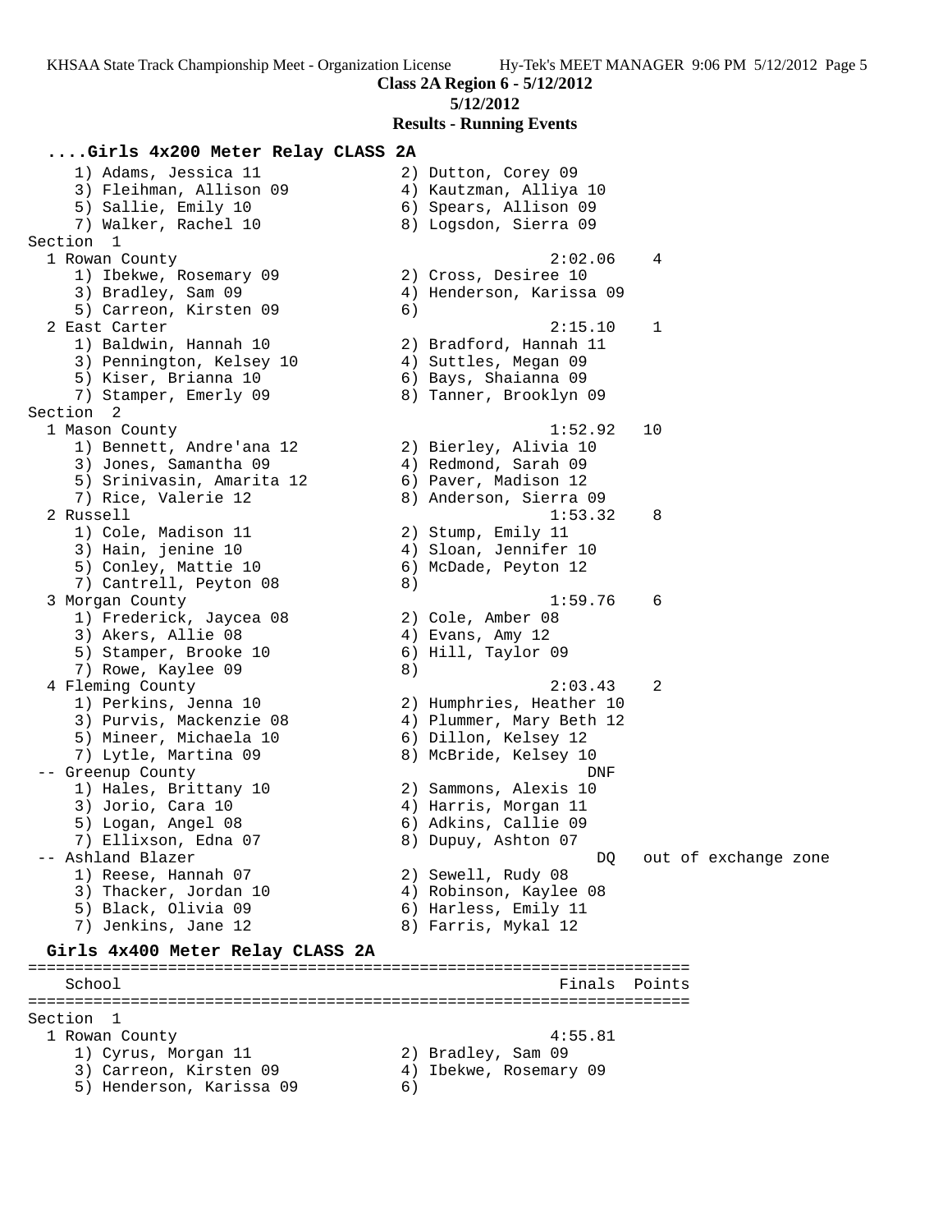**Class 2A Region 6 - 5/12/2012**

**5/12/2012**

**Results - Running Events**

### ....Girls 4x200 Meter Relay CLASS 2A

```
    1) Adams, Jessica 11              2) Dutton, Corey 09
    3) Fleihman, Allison 09           4) Kautzman, Alliya 10
    5) Sallie, Emily 10               6) Spears, Allison 09
    7) Walker, Rachel 10              8) Logsdon, Sierra 09
Section  1
  1 Rowan County                                      2:02.06    4
    1) Ibekwe, Rosemary 09            2) Cross, Desiree 10
    3) Bradley, Sam 09                4) Henderson, Karissa 09
    5) Carreon, Kirsten 09            6)
  2 East Carter                                       2:15.10    1
    1) Baldwin, Hannah 10             2) Bradford, Hannah 11
    3) Pennington, Kelsey 10          4) Suttles, Megan 09
    5) Kiser, Brianna 10              6) Bays, Shaianna 09
    7) Stamper, Emerly 09             8) Tanner, Brooklyn 09
Section  2
  1 Mason County                                      1:52.92   10
    1) Bennett, Andre'ana 12          2) Bierley, Alivia 10
    3) Jones, Samantha 09             4) Redmond, Sarah 09
    5) Srinivasin, Amarita 12         6) Paver, Madison 12
    7) Rice, Valerie 12               8) Anderson, Sierra 09
  2 Russell                                           1:53.32    8
    1) Cole, Madison 11               2) Stump, Emily 11
    3) Hain, jenine 10                4) Sloan, Jennifer 10
    5) Conley, Mattie 10              6) McDade, Peyton 12
    7) Cantrell, Peyton 08            8)
  3 Morgan County                                     1:59.76    6
    1) Frederick, Jaycea 08           2) Cole, Amber 08
    3) Akers, Allie 08                4) Evans, Amy 12
    5) Stamper, Brooke 10             6) Hill, Taylor 09
    7) Rowe, Kaylee 09                8)
  4 Fleming County                                    2:03.43    2
    1) Perkins, Jenna 10              2) Humphries, Heather 10
    3) Purvis, Mackenzie 08           4) Plummer, Mary Beth 12
    5) Mineer, Michaela 10            6) Dillon, Kelsey 12
    7) Lytle, Martina 09              8) McBride, Kelsey 10
 -- Greenup County                                        DNF
    1) Hales, Brittany 10             2) Sammons, Alexis 10
    3) Jorio, Cara 10                 4) Harris, Morgan 11
    5) Logan, Angel 08                6) Adkins, Callie 09
    7) Ellixson, Edna 07              8) Dupuy, Ashton 07
 -- Ashland Blazer                                         DQ   out of exchange zone
    1) Reese, Hannah 07               2) Sewell, Rudy 08
    3) Thacker, Jordan 10             4) Robinson, Kaylee 08
    5) Black, Olivia 09               6) Harless, Emily 11
    7) Jenkins, Jane 12               8) Farris, Mykal 12
```

### Girls 4x400 Meter Relay CLASS 2A

```
===================================================================
    School                                           Finals  Points
===================================================================
Section  1
  1 Rowan County                                      4:55.81
    1) Cyrus, Morgan 11               2) Bradley, Sam 09
    3) Carreon, Kirsten 09            4) Ibekwe, Rosemary 09
    5) Henderson, Karissa 09          6)
```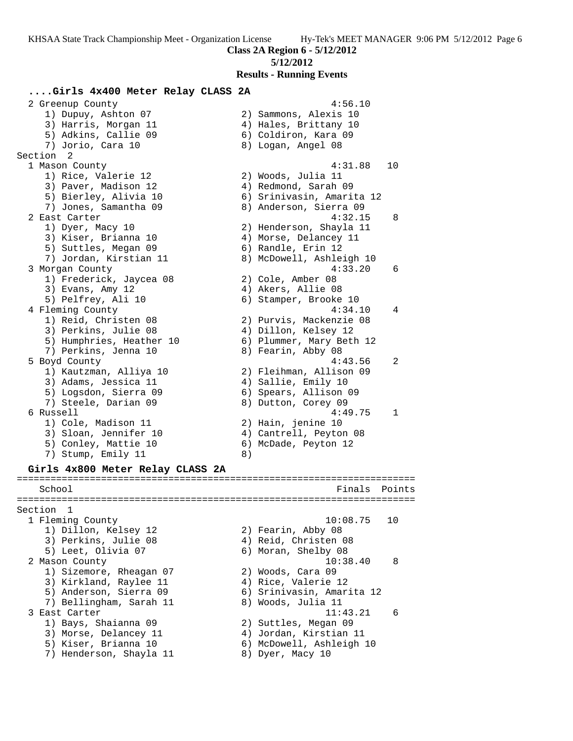**Class 2A Region 6 - 5/12/2012**

**5/12/2012**

**Results - Running Events**

### ....Girls 4x400 Meter Relay CLASS 2A

```
  2 Greenup County                                     4:56.10
     1) Dupuy, Ashton 07                2) Sammons, Alexis 10
     3) Harris, Morgan 11               4) Hales, Brittany 10
     5) Adkins, Callie 09               6) Coldiron, Kara 09
     7) Jorio, Cara 10                  8) Logan, Angel 08
Section  2
  1 Mason County                                       4:31.88   10
     1) Rice, Valerie 12                2) Woods, Julia 11
     3) Paver, Madison 12               4) Redmond, Sarah 09
     5) Bierley, Alivia 10              6) Srinivasin, Amarita 12
     7) Jones, Samantha 09              8) Anderson, Sierra 09
  2 East Carter                                        4:32.15    8
     1) Dyer, Macy 10                   2) Henderson, Shayla 11
     3) Kiser, Brianna 10               4) Morse, Delancey 11
     5) Suttles, Megan 09               6) Randle, Erin 12
     7) Jordan, Kirstian 11             8) McDowell, Ashleigh 10
  3 Morgan County                                      4:33.20    6
     1) Frederick, Jaycea 08            2) Cole, Amber 08
     3) Evans, Amy 12                   4) Akers, Allie 08
     5) Pelfrey, Ali 10                 6) Stamper, Brooke 10
  4 Fleming County                                     4:34.10    4
     1) Reid, Christen 08               2) Purvis, Mackenzie 08
     3) Perkins, Julie 08               4) Dillon, Kelsey 12
     5) Humphries, Heather 10           6) Plummer, Mary Beth 12
     7) Perkins, Jenna 10               8) Fearin, Abby 08
  5 Boyd County                                        4:43.56    2
     1) Kautzman, Alliya 10             2) Fleihman, Allison 09
     3) Adams, Jessica 11               4) Sallie, Emily 10
     5) Logsdon, Sierra 09              6) Spears, Allison 09
     7) Steele, Darian 09               8) Dutton, Corey 09
  6 Russell                                            4:49.75    1
     1) Cole, Madison 11                2) Hain, jenine 10
     3) Sloan, Jennifer 10              4) Cantrell, Peyton 08
     5) Conley, Mattie 10               6) McDade, Peyton 12
     7) Stump, Emily 11                 8)
```

### Girls 4x800 Meter Relay CLASS 2A

```
=======================================================================
    School                                               Finals  Points
=======================================================================
Section  1
  1 Fleming County                                    10:08.75   10
     1) Dillon, Kelsey 12               2) Fearin, Abby 08
     3) Perkins, Julie 08               4) Reid, Christen 08
     5) Leet, Olivia 07                 6) Moran, Shelby 08
  2 Mason County                                      10:38.40    8
     1) Sizemore, Rheagan 07            2) Woods, Cara 09
     3) Kirkland, Raylee 11             4) Rice, Valerie 12
     5) Anderson, Sierra 09             6) Srinivasin, Amarita 12
     7) Bellingham, Sarah 11            8) Woods, Julia 11
  3 East Carter                                       11:43.21    6
     1) Bays, Shaianna 09               2) Suttles, Megan 09
     3) Morse, Delancey 11              4) Jordan, Kirstian 11
     5) Kiser, Brianna 10               6) McDowell, Ashleigh 10
     7) Henderson, Shayla 11            8) Dyer, Macy 10
```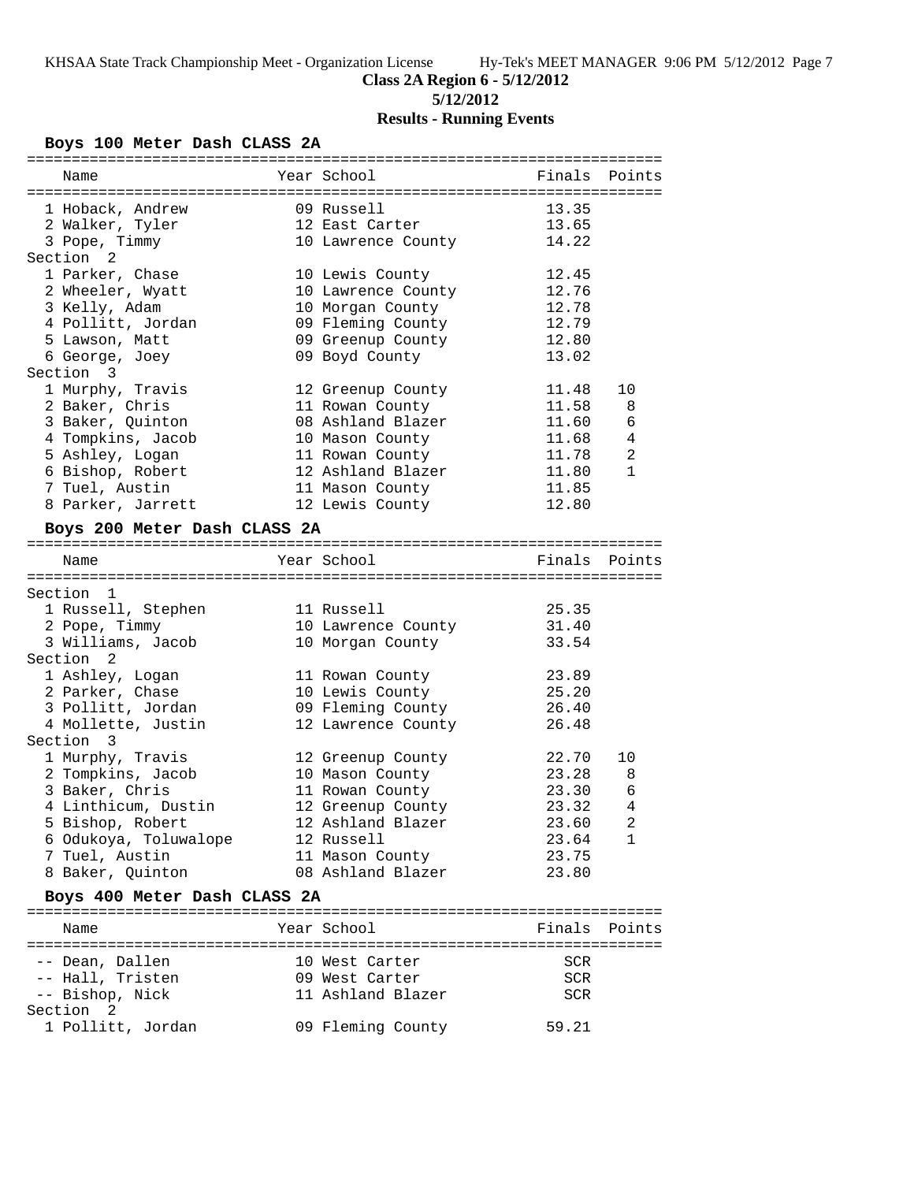**Class 2A Region 6 - 5/12/2012**

**5/12/2012**

**Results - Running Events**

### Boys 100 Meter Dash CLASS 2A

| Name | Year | School | Finals | Points |
|---|---|---|---|---|
| 1 Hoback, Andrew | 09 | Russell | 13.35 | |
| 2 Walker, Tyler | 12 | East Carter | 13.65 | |
| 3 Pope, Timmy | 10 | Lawrence County | 14.22 | |
| **Section 2** | | | | |
| 1 Parker, Chase | 10 | Lewis County | 12.45 | |
| 2 Wheeler, Wyatt | 10 | Lawrence County | 12.76 | |
| 3 Kelly, Adam | 10 | Morgan County | 12.78 | |
| 4 Pollitt, Jordan | 09 | Fleming County | 12.79 | |
| 5 Lawson, Matt | 09 | Greenup County | 12.80 | |
| 6 George, Joey | 09 | Boyd County | 13.02 | |
| **Section 3** | | | | |
| 1 Murphy, Travis | 12 | Greenup County | 11.48 | 10 |
| 2 Baker, Chris | 11 | Rowan County | 11.58 | 8 |
| 3 Baker, Quinton | 08 | Ashland Blazer | 11.60 | 6 |
| 4 Tompkins, Jacob | 10 | Mason County | 11.68 | 4 |
| 5 Ashley, Logan | 11 | Rowan County | 11.78 | 2 |
| 6 Bishop, Robert | 12 | Ashland Blazer | 11.80 | 1 |
| 7 Tuel, Austin | 11 | Mason County | 11.85 | |
| 8 Parker, Jarrett | 12 | Lewis County | 12.80 | |

### Boys 200 Meter Dash CLASS 2A

| Name | Year | School | Finals | Points |
|---|---|---|---|---|
| **Section 1** | | | | |
| 1 Russell, Stephen | 11 | Russell | 25.35 | |
| 2 Pope, Timmy | 10 | Lawrence County | 31.40 | |
| 3 Williams, Jacob | 10 | Morgan County | 33.54 | |
| **Section 2** | | | | |
| 1 Ashley, Logan | 11 | Rowan County | 23.89 | |
| 2 Parker, Chase | 10 | Lewis County | 25.20 | |
| 3 Pollitt, Jordan | 09 | Fleming County | 26.40 | |
| 4 Mollette, Justin | 12 | Lawrence County | 26.48 | |
| **Section 3** | | | | |
| 1 Murphy, Travis | 12 | Greenup County | 22.70 | 10 |
| 2 Tompkins, Jacob | 10 | Mason County | 23.28 | 8 |
| 3 Baker, Chris | 11 | Rowan County | 23.30 | 6 |
| 4 Linthicum, Dustin | 12 | Greenup County | 23.32 | 4 |
| 5 Bishop, Robert | 12 | Ashland Blazer | 23.60 | 2 |
| 6 Odukoya, Toluwalope | 12 | Russell | 23.64 | 1 |
| 7 Tuel, Austin | 11 | Mason County | 23.75 | |
| 8 Baker, Quinton | 08 | Ashland Blazer | 23.80 | |

### Boys 400 Meter Dash CLASS 2A

| Name | Year | School | Finals | Points |
|---|---|---|---|---|
| -- Dean, Dallen | 10 | West Carter | SCR | |
| -- Hall, Tristen | 09 | West Carter | SCR | |
| -- Bishop, Nick | 11 | Ashland Blazer | SCR | |
| **Section 2** | | | | |
| 1 Pollitt, Jordan | 09 | Fleming County | 59.21 | |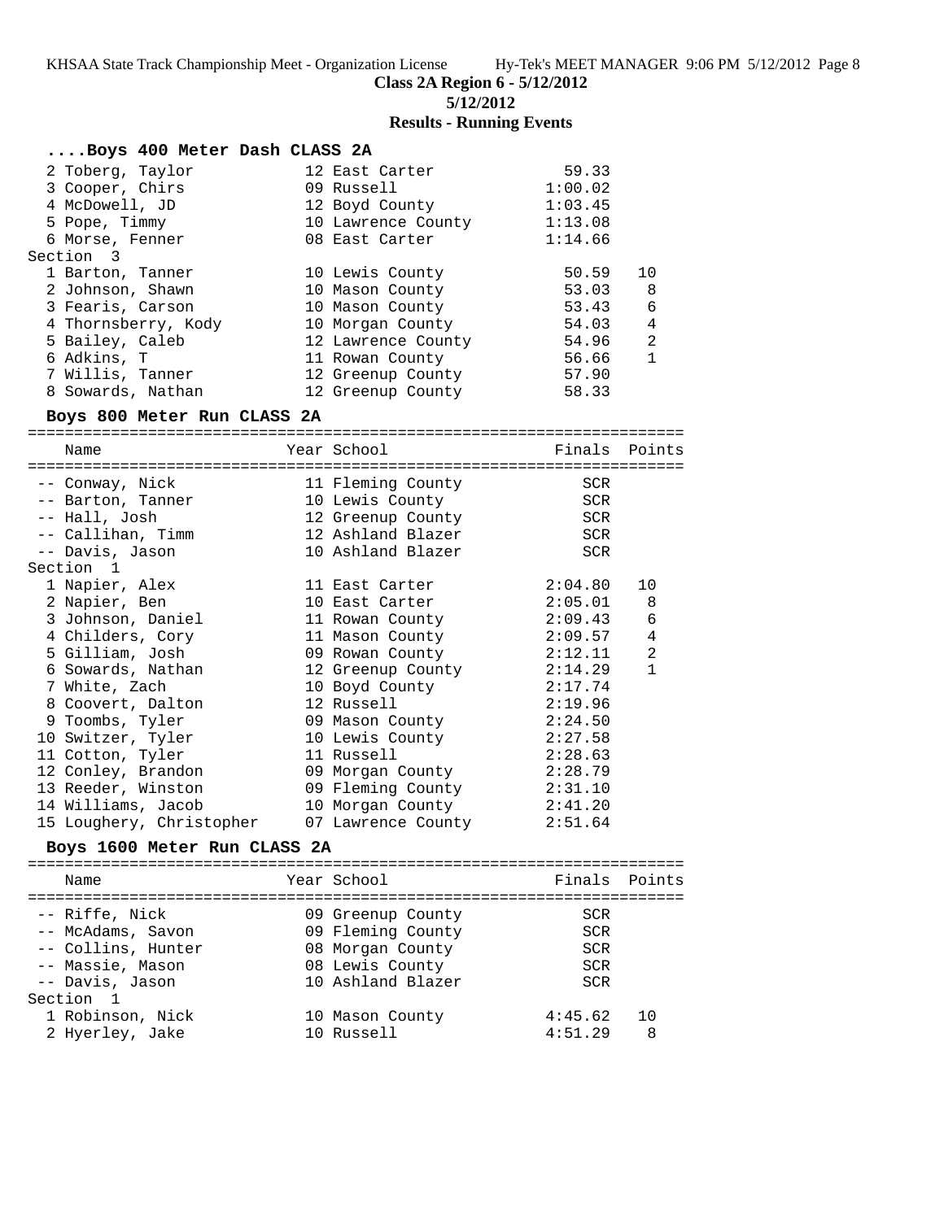## Class 2A Region 6 - 5/12/2012

**5/12/2012**

### Results - Running Events

#### ....Boys 400 Meter Dash CLASS 2A

| Place | Name | Year | School | Finals | Points |
|---|---|---|---|---|---|
| 2 | Toberg, Taylor | 12 | East Carter | 59.33 | |
| 3 | Cooper, Chirs | 09 | Russell | 1:00.02 | |
| 4 | McDowell, JD | 12 | Boyd County | 1:03.45 | |
| 5 | Pope, Timmy | 10 | Lawrence County | 1:13.08 | |
| 6 | Morse, Fenner | 08 | East Carter | 1:14.66 | |
| **Section 3** | | | | | |
| 1 | Barton, Tanner | 10 | Lewis County | 50.59 | 10 |
| 2 | Johnson, Shawn | 10 | Mason County | 53.03 | 8 |
| 3 | Fearis, Carson | 10 | Mason County | 53.43 | 6 |
| 4 | Thornsberry, Kody | 10 | Morgan County | 54.03 | 4 |
| 5 | Bailey, Caleb | 12 | Lawrence County | 54.96 | 2 |
| 6 | Adkins, T | 11 | Rowan County | 56.66 | 1 |
| 7 | Willis, Tanner | 12 | Greenup County | 57.90 | |
| 8 | Sowards, Nathan | 12 | Greenup County | 58.33 | |

#### Boys 800 Meter Run CLASS 2A

| Place | Name | Year | School | Finals | Points |
|---|---|---|---|---|---|
| -- | Conway, Nick | 11 | Fleming County | SCR | |
| -- | Barton, Tanner | 10 | Lewis County | SCR | |
| -- | Hall, Josh | 12 | Greenup County | SCR | |
| -- | Callihan, Timm | 12 | Ashland Blazer | SCR | |
| -- | Davis, Jason | 10 | Ashland Blazer | SCR | |
| **Section 1** | | | | | |
| 1 | Napier, Alex | 11 | East Carter | 2:04.80 | 10 |
| 2 | Napier, Ben | 10 | East Carter | 2:05.01 | 8 |
| 3 | Johnson, Daniel | 11 | Rowan County | 2:09.43 | 6 |
| 4 | Childers, Cory | 11 | Mason County | 2:09.57 | 4 |
| 5 | Gilliam, Josh | 09 | Rowan County | 2:12.11 | 2 |
| 6 | Sowards, Nathan | 12 | Greenup County | 2:14.29 | 1 |
| 7 | White, Zach | 10 | Boyd County | 2:17.74 | |
| 8 | Coovert, Dalton | 12 | Russell | 2:19.96 | |
| 9 | Toombs, Tyler | 09 | Mason County | 2:24.50 | |
| 10 | Switzer, Tyler | 10 | Lewis County | 2:27.58 | |
| 11 | Cotton, Tyler | 11 | Russell | 2:28.63 | |
| 12 | Conley, Brandon | 09 | Morgan County | 2:28.79 | |
| 13 | Reeder, Winston | 09 | Fleming County | 2:31.10 | |
| 14 | Williams, Jacob | 10 | Morgan County | 2:41.20 | |
| 15 | Loughery, Christopher | 07 | Lawrence County | 2:51.64 | |

#### Boys 1600 Meter Run CLASS 2A

| Place | Name | Year | School | Finals | Points |
|---|---|---|---|---|---|
| -- | Riffe, Nick | 09 | Greenup County | SCR | |
| -- | McAdams, Savon | 09 | Fleming County | SCR | |
| -- | Collins, Hunter | 08 | Morgan County | SCR | |
| -- | Massie, Mason | 08 | Lewis County | SCR | |
| -- | Davis, Jason | 10 | Ashland Blazer | SCR | |
| **Section 1** | | | | | |
| 1 | Robinson, Nick | 10 | Mason County | 4:45.62 | 10 |
| 2 | Hyerley, Jake | 10 | Russell | 4:51.29 | 8 |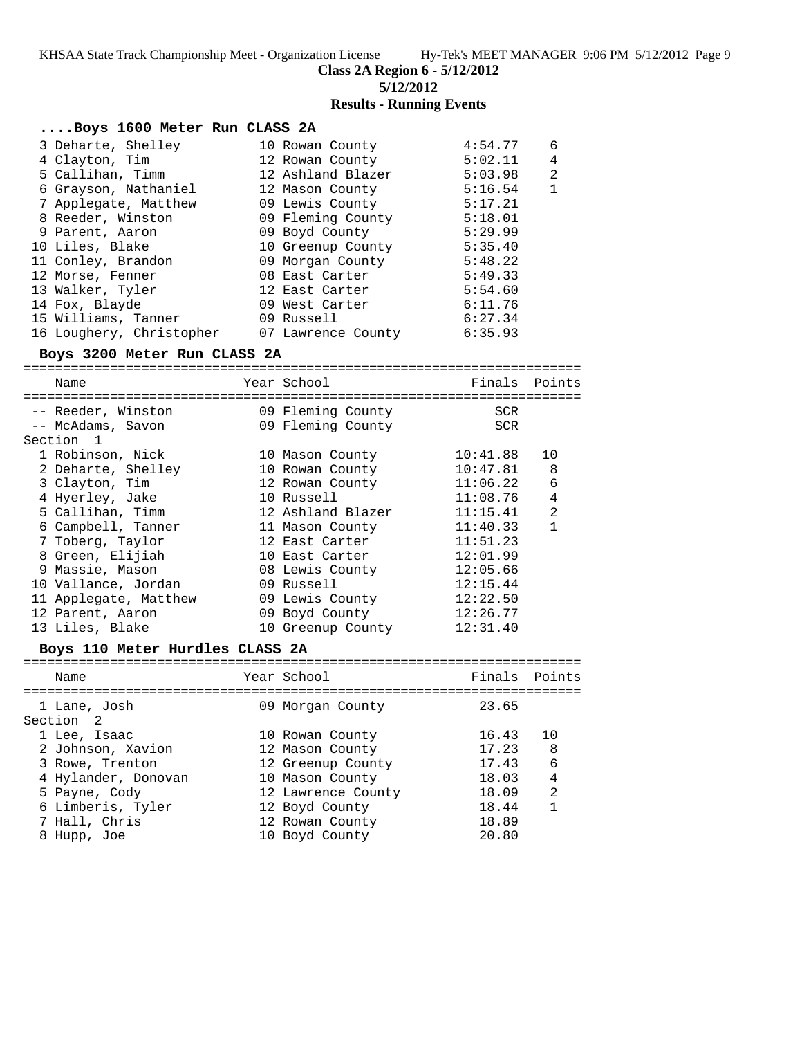**Class 2A Region 6 - 5/12/2012**

**5/12/2012**

**Results - Running Events**

### ....Boys 1600 Meter Run CLASS 2A

| Place | Name | Year | School | Finals | Points |
|---|---|---|---|---|---|
| 3 | Deharte, Shelley | 10 | Rowan County | 4:54.77 | 6 |
| 4 | Clayton, Tim | 12 | Rowan County | 5:02.11 | 4 |
| 5 | Callihan, Timm | 12 | Ashland Blazer | 5:03.98 | 2 |
| 6 | Grayson, Nathaniel | 12 | Mason County | 5:16.54 | 1 |
| 7 | Applegate, Matthew | 09 | Lewis County | 5:17.21 | |
| 8 | Reeder, Winston | 09 | Fleming County | 5:18.01 | |
| 9 | Parent, Aaron | 09 | Boyd County | 5:29.99 | |
| 10 | Liles, Blake | 10 | Greenup County | 5:35.40 | |
| 11 | Conley, Brandon | 09 | Morgan County | 5:48.22 | |
| 12 | Morse, Fenner | 08 | East Carter | 5:49.33 | |
| 13 | Walker, Tyler | 12 | East Carter | 5:54.60 | |
| 14 | Fox, Blayde | 09 | West Carter | 6:11.76 | |
| 15 | Williams, Tanner | 09 | Russell | 6:27.34 | |
| 16 | Loughery, Christopher | 07 | Lawrence County | 6:35.93 | |

### Boys 3200 Meter Run CLASS 2A

| Place | Name | Year | School | Finals | Points |
|---|---|---|---|---|---|
| -- | Reeder, Winston | 09 | Fleming County | SCR | |
| -- | McAdams, Savon | 09 | Fleming County | SCR | |
| Section 1 | | | | | |
| 1 | Robinson, Nick | 10 | Mason County | 10:41.88 | 10 |
| 2 | Deharte, Shelley | 10 | Rowan County | 10:47.81 | 8 |
| 3 | Clayton, Tim | 12 | Rowan County | 11:06.22 | 6 |
| 4 | Hyerley, Jake | 10 | Russell | 11:08.76 | 4 |
| 5 | Callihan, Timm | 12 | Ashland Blazer | 11:15.41 | 2 |
| 6 | Campbell, Tanner | 11 | Mason County | 11:40.33 | 1 |
| 7 | Toberg, Taylor | 12 | East Carter | 11:51.23 | |
| 8 | Green, Elijiah | 10 | East Carter | 12:01.99 | |
| 9 | Massie, Mason | 08 | Lewis County | 12:05.66 | |
| 10 | Vallance, Jordan | 09 | Russell | 12:15.44 | |
| 11 | Applegate, Matthew | 09 | Lewis County | 12:22.50 | |
| 12 | Parent, Aaron | 09 | Boyd County | 12:26.77 | |
| 13 | Liles, Blake | 10 | Greenup County | 12:31.40 | |

### Boys 110 Meter Hurdles CLASS 2A

| Place | Name | Year | School | Finals | Points |
|---|---|---|---|---|---|
| 1 | Lane, Josh | 09 | Morgan County | 23.65 | |
| Section 2 | | | | | |
| 1 | Lee, Isaac | 10 | Rowan County | 16.43 | 10 |
| 2 | Johnson, Xavion | 12 | Mason County | 17.23 | 8 |
| 3 | Rowe, Trenton | 12 | Greenup County | 17.43 | 6 |
| 4 | Hylander, Donovan | 10 | Mason County | 18.03 | 4 |
| 5 | Payne, Cody | 12 | Lawrence County | 18.09 | 2 |
| 6 | Limberis, Tyler | 12 | Boyd County | 18.44 | 1 |
| 7 | Hall, Chris | 12 | Rowan County | 18.89 | |
| 8 | Hupp, Joe | 10 | Boyd County | 20.80 | |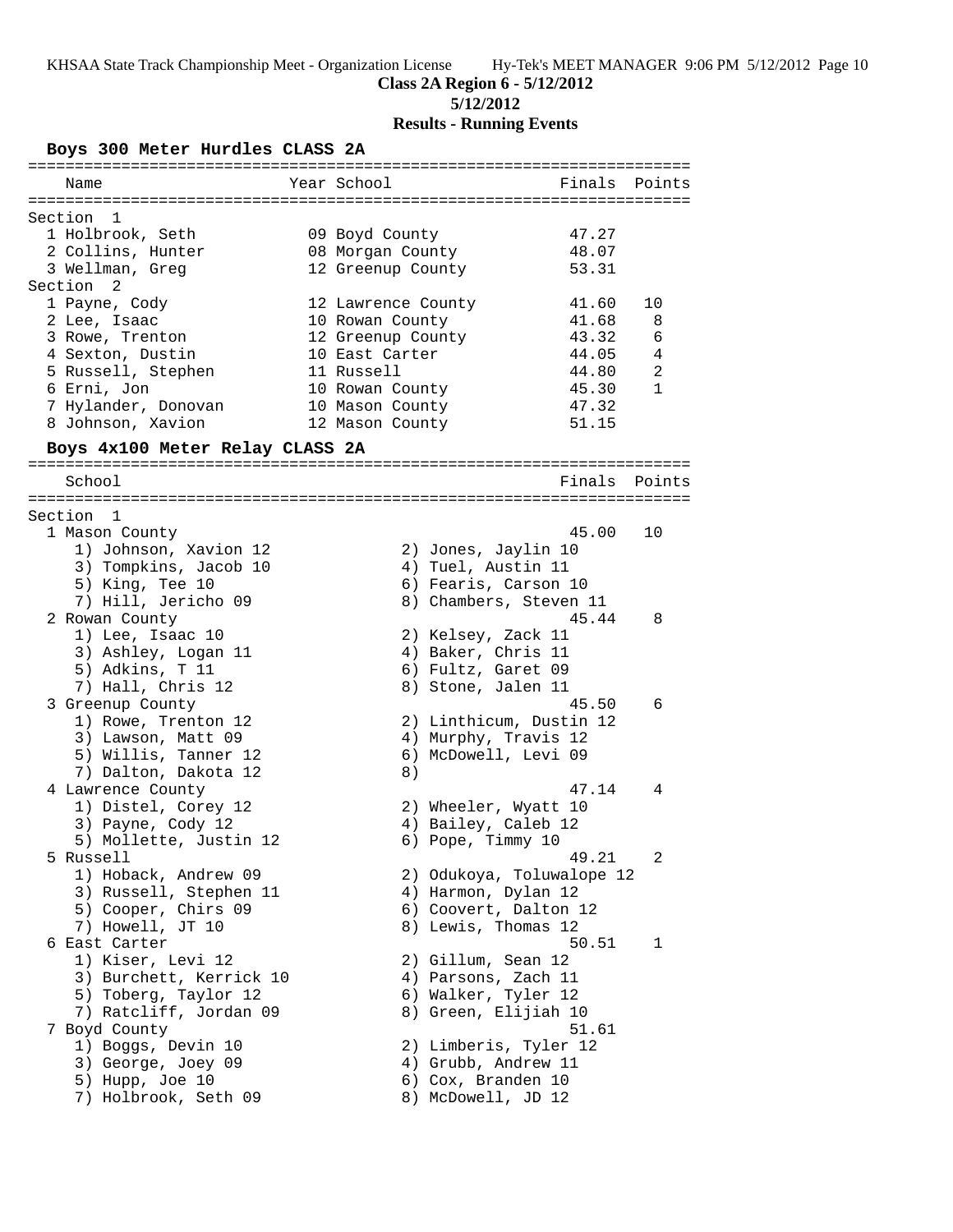**Class 2A Region 6 - 5/12/2012**

**5/12/2012**

**Results - Running Events**

## Boys 300 Meter Hurdles CLASS 2A

| | Name | Year | School | Finals | Points |
|---|---|---|---|---|---|
| **Section 1** | | | | | |
| 1 | Holbrook, Seth | 09 | Boyd County | 47.27 | |
| 2 | Collins, Hunter | 08 | Morgan County | 48.07 | |
| 3 | Wellman, Greg | 12 | Greenup County | 53.31 | |
| **Section 2** | | | | | |
| 1 | Payne, Cody | 12 | Lawrence County | 41.60 | 10 |
| 2 | Lee, Isaac | 10 | Rowan County | 41.68 | 8 |
| 3 | Rowe, Trenton | 12 | Greenup County | 43.32 | 6 |
| 4 | Sexton, Dustin | 10 | East Carter | 44.05 | 4 |
| 5 | Russell, Stephen | 11 | Russell | 44.80 | 2 |
| 6 | Erni, Jon | 10 | Rowan County | 45.30 | 1 |
| 7 | Hylander, Donovan | 10 | Mason County | 47.32 | |
| 8 | Johnson, Xavion | 12 | Mason County | 51.15 | |

## Boys 4x100 Meter Relay CLASS 2A

| | School | Finals | Points |
|---|---|---|---|
| **Section 1** | | | |
| 1 | Mason County | 45.00 | 10 |
| | 1) Johnson, Xavion 12; 2) Jones, Jaylin 10; 3) Tompkins, Jacob 10; 4) Tuel, Austin 11; 5) King, Tee 10; 6) Fearis, Carson 10; 7) Hill, Jericho 09; 8) Chambers, Steven 11 | | |
| 2 | Rowan County | 45.44 | 8 |
| | 1) Lee, Isaac 10; 2) Kelsey, Zack 11; 3) Ashley, Logan 11; 4) Baker, Chris 11; 5) Adkins, T 11; 6) Fultz, Garet 09; 7) Hall, Chris 12; 8) Stone, Jalen 11 | | |
| 3 | Greenup County | 45.50 | 6 |
| | 1) Rowe, Trenton 12; 2) Linthicum, Dustin 12; 3) Lawson, Matt 09; 4) Murphy, Travis 12; 5) Willis, Tanner 12; 6) McDowell, Levi 09; 7) Dalton, Dakota 12; 8) | | |
| 4 | Lawrence County | 47.14 | 4 |
| | 1) Distel, Corey 12; 2) Wheeler, Wyatt 10; 3) Payne, Cody 12; 4) Bailey, Caleb 12; 5) Mollette, Justin 12; 6) Pope, Timmy 10 | | |
| 5 | Russell | 49.21 | 2 |
| | 1) Hoback, Andrew 09; 2) Odukoya, Toluwalope 12; 3) Russell, Stephen 11; 4) Harmon, Dylan 12; 5) Cooper, Chirs 09; 6) Coovert, Dalton 12; 7) Howell, JT 10; 8) Lewis, Thomas 12 | | |
| 6 | East Carter | 50.51 | 1 |
| | 1) Kiser, Levi 12; 2) Gillum, Sean 12; 3) Burchett, Kerrick 10; 4) Parsons, Zach 11; 5) Toberg, Taylor 12; 6) Walker, Tyler 12; 7) Ratcliff, Jordan 09; 8) Green, Elijiah 10 | | |
| 7 | Boyd County | 51.61 | |
| | 1) Boggs, Devin 10; 2) Limberis, Tyler 12; 3) George, Joey 09; 4) Grubb, Andrew 11; 5) Hupp, Joe 10; 6) Cox, Branden 10; 7) Holbrook, Seth 09; 8) McDowell, JD 12 | | |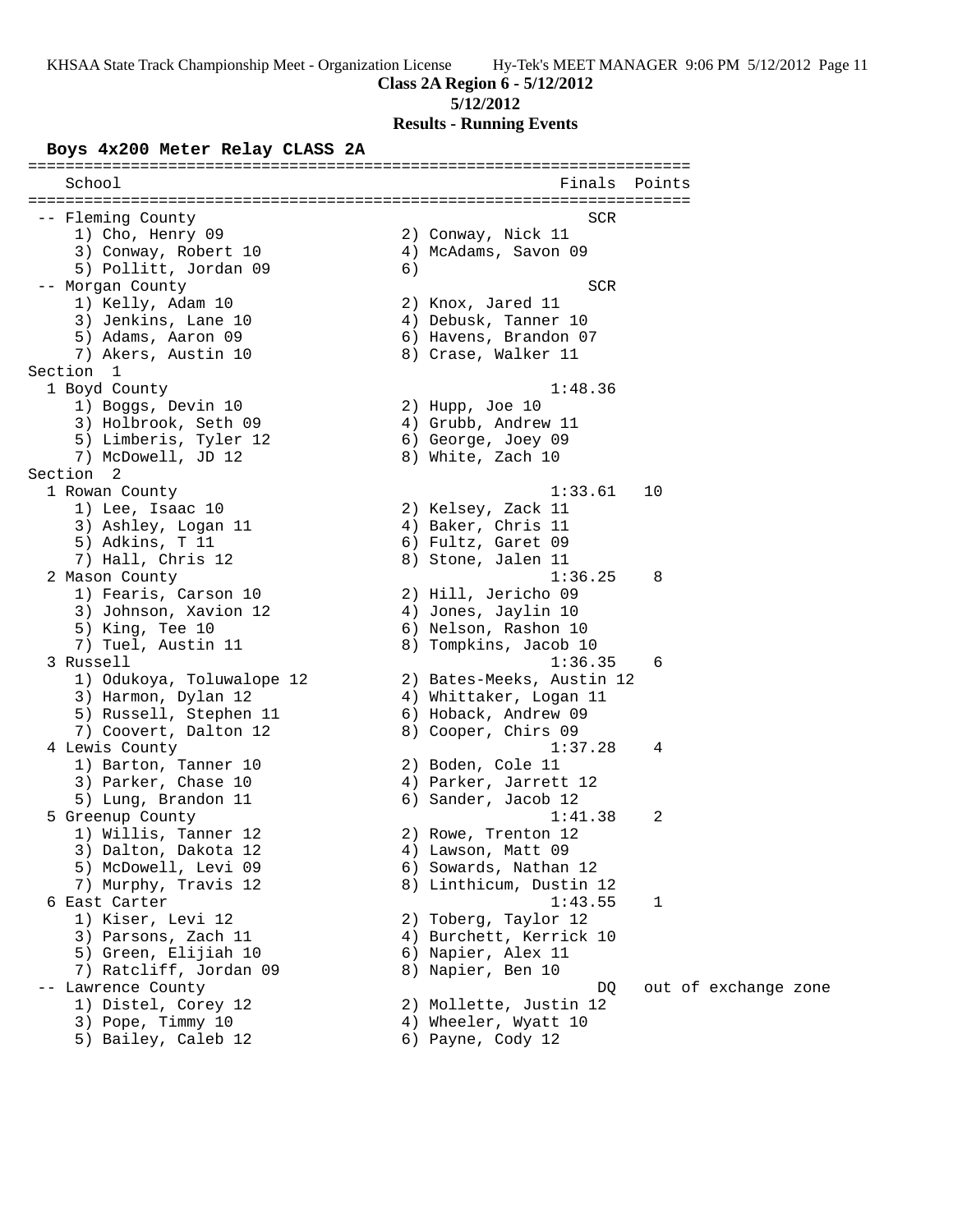**Class 2A Region 6 - 5/12/2012**

**5/12/2012**

**Results - Running Events**

### Boys 4x200 Meter Relay CLASS 2A

```
=====================================================================
   School                                            Finals  Points
=====================================================================
 -- Fleming County                                      SCR
    1) Cho, Henry 09                  2) Conway, Nick 11
    3) Conway, Robert 10              4) McAdams, Savon 09
    5) Pollitt, Jordan 09             6)
 -- Morgan County                                       SCR
    1) Kelly, Adam 10                 2) Knox, Jared 11
    3) Jenkins, Lane 10               4) Debusk, Tanner 10
    5) Adams, Aaron 09                6) Havens, Brandon 07
    7) Akers, Austin 10               8) Crase, Walker 11
Section  1
  1 Boyd County                                     1:48.36
    1) Boggs, Devin 10                2) Hupp, Joe 10
    3) Holbrook, Seth 09              4) Grubb, Andrew 11
    5) Limberis, Tyler 12             6) George, Joey 09
    7) McDowell, JD 12                8) White, Zach 10
Section  2
  1 Rowan County                                    1:33.61   10
    1) Lee, Isaac 10                  2) Kelsey, Zack 11
    3) Ashley, Logan 11               4) Baker, Chris 11
    5) Adkins, T 11                   6) Fultz, Garet 09
    7) Hall, Chris 12                 8) Stone, Jalen 11
  2 Mason County                                    1:36.25    8
    1) Fearis, Carson 10              2) Hill, Jericho 09
    3) Johnson, Xavion 12             4) Jones, Jaylin 10
    5) King, Tee 10                   6) Nelson, Rashon 10
    7) Tuel, Austin 11                8) Tompkins, Jacob 10
  3 Russell                                         1:36.35    6
    1) Odukoya, Toluwalope 12         2) Bates-Meeks, Austin 12
    3) Harmon, Dylan 12               4) Whittaker, Logan 11
    5) Russell, Stephen 11            6) Hoback, Andrew 09
    7) Coovert, Dalton 12             8) Cooper, Chirs 09
  4 Lewis County                                    1:37.28    4
    1) Barton, Tanner 10              2) Boden, Cole 11
    3) Parker, Chase 10               4) Parker, Jarrett 12
    5) Lung, Brandon 11               6) Sander, Jacob 12
  5 Greenup County                                  1:41.38    2
    1) Willis, Tanner 12              2) Rowe, Trenton 12
    3) Dalton, Dakota 12              4) Lawson, Matt 09
    5) McDowell, Levi 09              6) Sowards, Nathan 12
    7) Murphy, Travis 12              8) Linthicum, Dustin 12
  6 East Carter                                     1:43.55    1
    1) Kiser, Levi 12                 2) Toberg, Taylor 12
    3) Parsons, Zach 11               4) Burchett, Kerrick 10
    5) Green, Elijiah 10              6) Napier, Alex 11
    7) Ratcliff, Jordan 09            8) Napier, Ben 10
 -- Lawrence County                                      DQ   out of exchange zone
    1) Distel, Corey 12               2) Mollette, Justin 12
    3) Pope, Timmy 10                 4) Wheeler, Wyatt 10
    5) Bailey, Caleb 12               6) Payne, Cody 12
```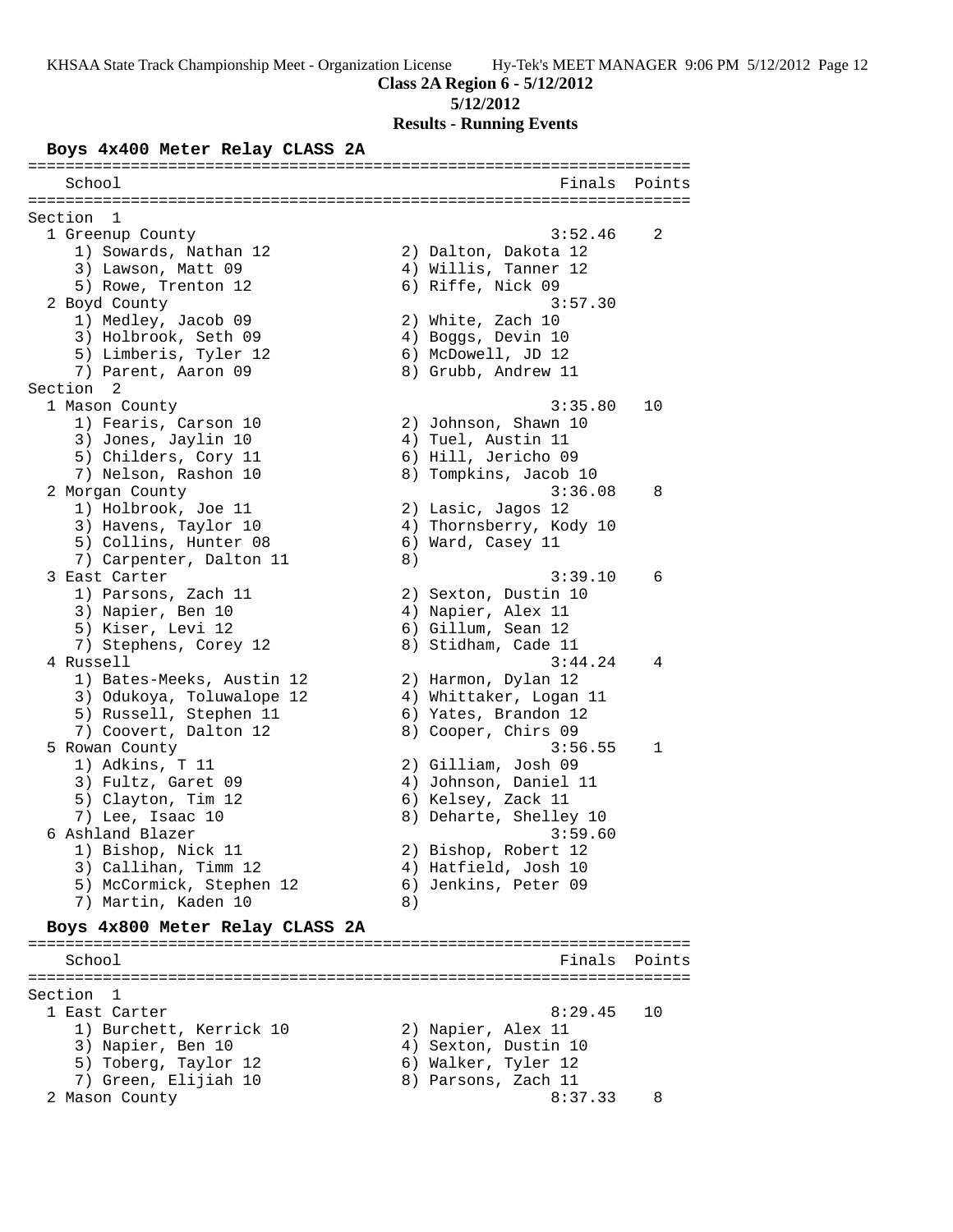**Class 2A Region 6 - 5/12/2012**

**5/12/2012**

**Results - Running Events**

### Boys 4x400 Meter Relay CLASS 2A

```
=======================================================================
    School                                            Finals  Points
=======================================================================
Section  1
  1 Greenup County                                   3:52.46    2
     1) Sowards, Nathan 12              2) Dalton, Dakota 12
     3) Lawson, Matt 09                 4) Willis, Tanner 12
     5) Rowe, Trenton 12                6) Riffe, Nick 09
  2 Boyd County                                      3:57.30
     1) Medley, Jacob 09                2) White, Zach 10
     3) Holbrook, Seth 09               4) Boggs, Devin 10
     5) Limberis, Tyler 12              6) McDowell, JD 12
     7) Parent, Aaron 09                8) Grubb, Andrew 11
Section  2
  1 Mason County                                     3:35.80   10
     1) Fearis, Carson 10               2) Johnson, Shawn 10
     3) Jones, Jaylin 10                4) Tuel, Austin 11
     5) Childers, Cory 11               6) Hill, Jericho 09
     7) Nelson, Rashon 10               8) Tompkins, Jacob 10
  2 Morgan County                                    3:36.08    8
     1) Holbrook, Joe 11                2) Lasic, Jagos 12
     3) Havens, Taylor 10               4) Thornsberry, Kody 10
     5) Collins, Hunter 08              6) Ward, Casey 11
     7) Carpenter, Dalton 11            8)
  3 East Carter                                      3:39.10    6
     1) Parsons, Zach 11                2) Sexton, Dustin 10
     3) Napier, Ben 10                  4) Napier, Alex 11
     5) Kiser, Levi 12                  6) Gillum, Sean 12
     7) Stephens, Corey 12              8) Stidham, Cade 11
  4 Russell                                          3:44.24    4
     1) Bates-Meeks, Austin 12          2) Harmon, Dylan 12
     3) Odukoya, Toluwalope 12          4) Whittaker, Logan 11
     5) Russell, Stephen 11             6) Yates, Brandon 12
     7) Coovert, Dalton 12              8) Cooper, Chirs 09
  5 Rowan County                                     3:56.55    1
     1) Adkins, T 11                    2) Gilliam, Josh 09
     3) Fultz, Garet 09                 4) Johnson, Daniel 11
     5) Clayton, Tim 12                 6) Kelsey, Zack 11
     7) Lee, Isaac 10                   8) Deharte, Shelley 10
  6 Ashland Blazer                                   3:59.60
     1) Bishop, Nick 11                 2) Bishop, Robert 12
     3) Callihan, Timm 12               4) Hatfield, Josh 10
     5) McCormick, Stephen 12           6) Jenkins, Peter 09
     7) Martin, Kaden 10                8)
```

### Boys 4x800 Meter Relay CLASS 2A

```
=======================================================================
    School                                            Finals  Points
=======================================================================
Section  1
  1 East Carter                                      8:29.45   10
     1) Burchett, Kerrick 10            2) Napier, Alex 11
     3) Napier, Ben 10                  4) Sexton, Dustin 10
     5) Toberg, Taylor 12               6) Walker, Tyler 12
     7) Green, Elijiah 10               8) Parsons, Zach 11
  2 Mason County                                     8:37.33    8
```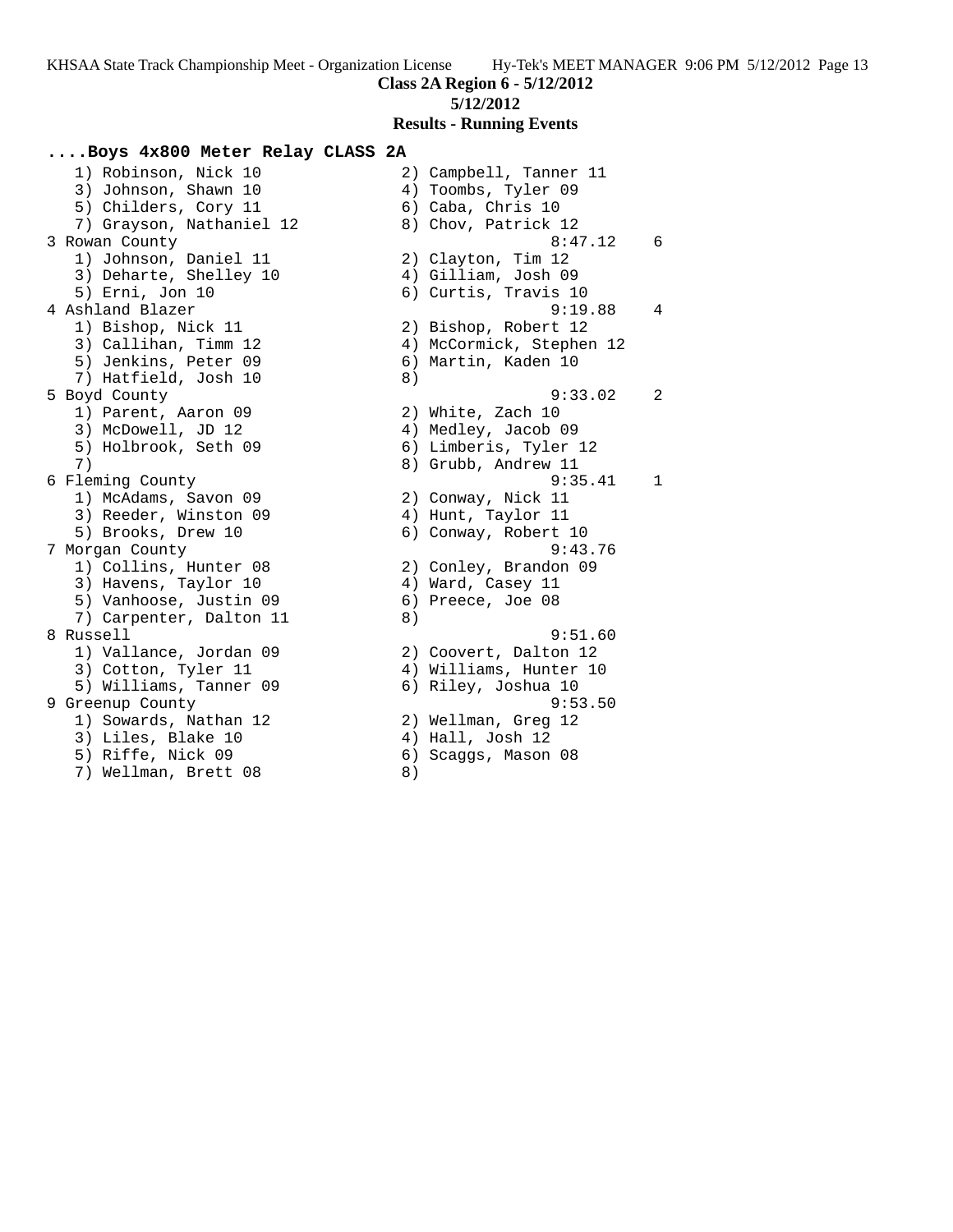**Class 2A Region 6 - 5/12/2012**

**5/12/2012**

**Results - Running Events**

```
....Boys 4x800 Meter Relay CLASS 2A
   1) Robinson, Nick 10              2) Campbell, Tanner 11
   3) Johnson, Shawn 10              4) Toombs, Tyler 09
   5) Childers, Cory 11              6) Caba, Chris 10
   7) Grayson, Nathaniel 12          8) Chov, Patrick 12
 3 Rowan County                                 8:47.12    6
   1) Johnson, Daniel 11             2) Clayton, Tim 12
   3) Deharte, Shelley 10            4) Gilliam, Josh 09
   5) Erni, Jon 10                   6) Curtis, Travis 10
 4 Ashland Blazer                               9:19.88    4
   1) Bishop, Nick 11                2) Bishop, Robert 12
   3) Callihan, Timm 12              4) McCormick, Stephen 12
   5) Jenkins, Peter 09              6) Martin, Kaden 10
   7) Hatfield, Josh 10              8)
 5 Boyd County                                  9:33.02    2
   1) Parent, Aaron 09               2) White, Zach 10
   3) McDowell, JD 12                4) Medley, Jacob 09
   5) Holbrook, Seth 09              6) Limberis, Tyler 12
   7)                                8) Grubb, Andrew 11
 6 Fleming County                               9:35.41    1
   1) McAdams, Savon 09              2) Conway, Nick 11
   3) Reeder, Winston 09             4) Hunt, Taylor 11
   5) Brooks, Drew 10                6) Conway, Robert 10
 7 Morgan County                                9:43.76
   1) Collins, Hunter 08             2) Conley, Brandon 09
   3) Havens, Taylor 10              4) Ward, Casey 11
   5) Vanhoose, Justin 09            6) Preece, Joe 08
   7) Carpenter, Dalton 11           8)
 8 Russell                                      9:51.60
   1) Vallance, Jordan 09            2) Coovert, Dalton 12
   3) Cotton, Tyler 11               4) Williams, Hunter 10
   5) Williams, Tanner 09            6) Riley, Joshua 10
 9 Greenup County                               9:53.50
   1) Sowards, Nathan 12             2) Wellman, Greg 12
   3) Liles, Blake 10                4) Hall, Josh 12
   5) Riffe, Nick 09                 6) Scaggs, Mason 08
   7) Wellman, Brett 08              8)
```